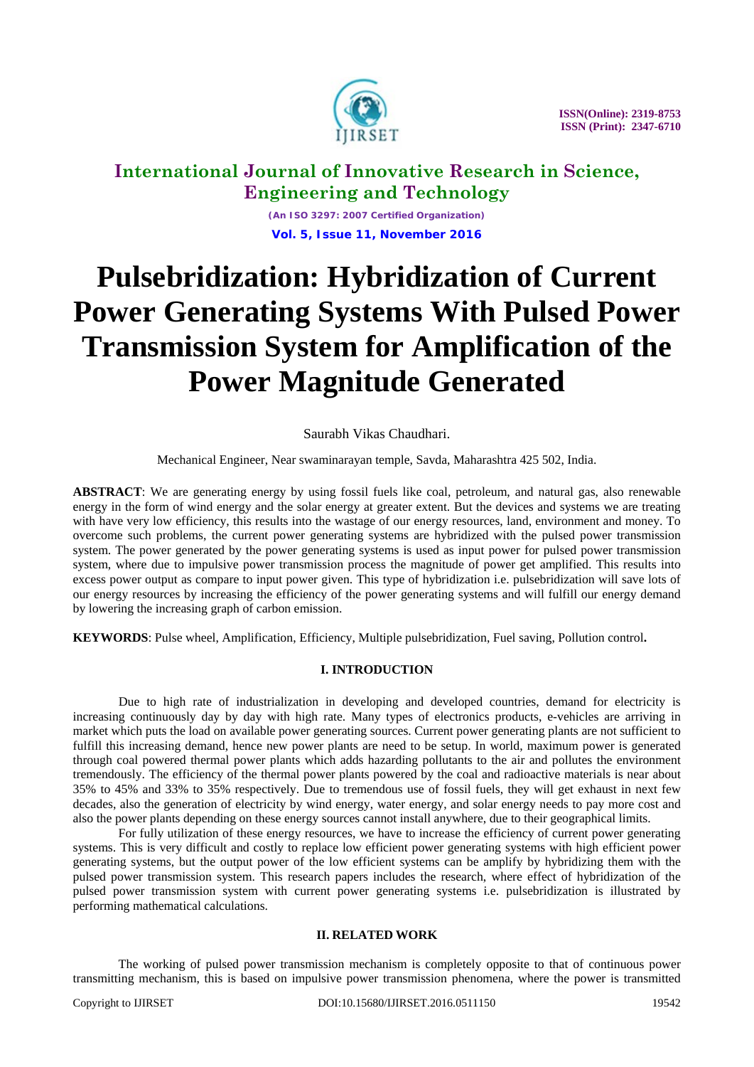# Pulsebridization: Hybridization of Current Power Generating Systems With Pulsed Power Transmission System for Amplification of the Power Magnitude Generated

Saurabh Vikas Chaudhari.

Mechanical Engineer, Near swaminarayan temple, Savda, Maharashtra 425 502, India.

**ABSTRACT**: We are generating energy by using fossil fuels like coal, petroleum, and natural gas, also renewable energy in the form of wind energy and the solar energy at greater extent. But the devices and systems we are treating with have very low efficiency, this results into the wastage of our energy resources, land, environment and money. To overcome such problems, the current power generating systems are hybridized with the pulsed power transmission system. The power generated by the power generating systems is used as input power for pulsed power transmission system, where due to impulsive power transmission process the magnitude of power get amplified. This results into excess power output as compare to input power given. This type of hybridization i.e. pulsebridization will save lots of our energy resources by increasing the efficiency of the power generating systems and will fulfill our energy demand by lowering the increasing graph of carbon emission.

**KEYWORDS**: Pulse wheel, Amplification, Efficiency, Multiple pulsebridization, Fuel saving, Pollution control**.**

## I. INTRODUCTION

Due to high rate of industrialization in developing and developed countries, demand for electricity is increasing continuously day by day with high rate. Many types of electronics products, e-vehicles are arriving in market which puts the load on available power generating sources. Current power generating plants are not sufficient to fulfill this increasing demand, hence new power plants are need to be setup. In world, maximum power is generated through coal powered thermal power plants which adds hazarding pollutants to the air and pollutes the environment tremendously. The efficiency of the thermal power plants powered by the coal and radioactive materials is near about 35% to 45% and 33% to 35% respectively. Due to tremendous use of fossil fuels, they will get exhaust in next few decades, also the generation of electricity by wind energy, water energy, and solar energy needs to pay more cost and also the power plants depending on these energy sources cannot install anywhere, due to their geographical limits.

For fully utilization of these energy resources, we have to increase the efficiency of current power generating systems. This is very difficult and costly to replace low efficient power generating systems with high efficient power generating systems, but the output power of the low efficient systems can be amplify by hybridizing them with the pulsed power transmission system. This research papers includes the research, where effect of hybridization of the pulsed power transmission system with current power generating systems i.e. pulsebridization is illustrated by performing mathematical calculations.

## II. RELATED WORK

The working of pulsed power transmission mechanism is completely opposite to that of continuous power transmitting mechanism, this is based on impulsive power transmission phenomena, where the power is transmitted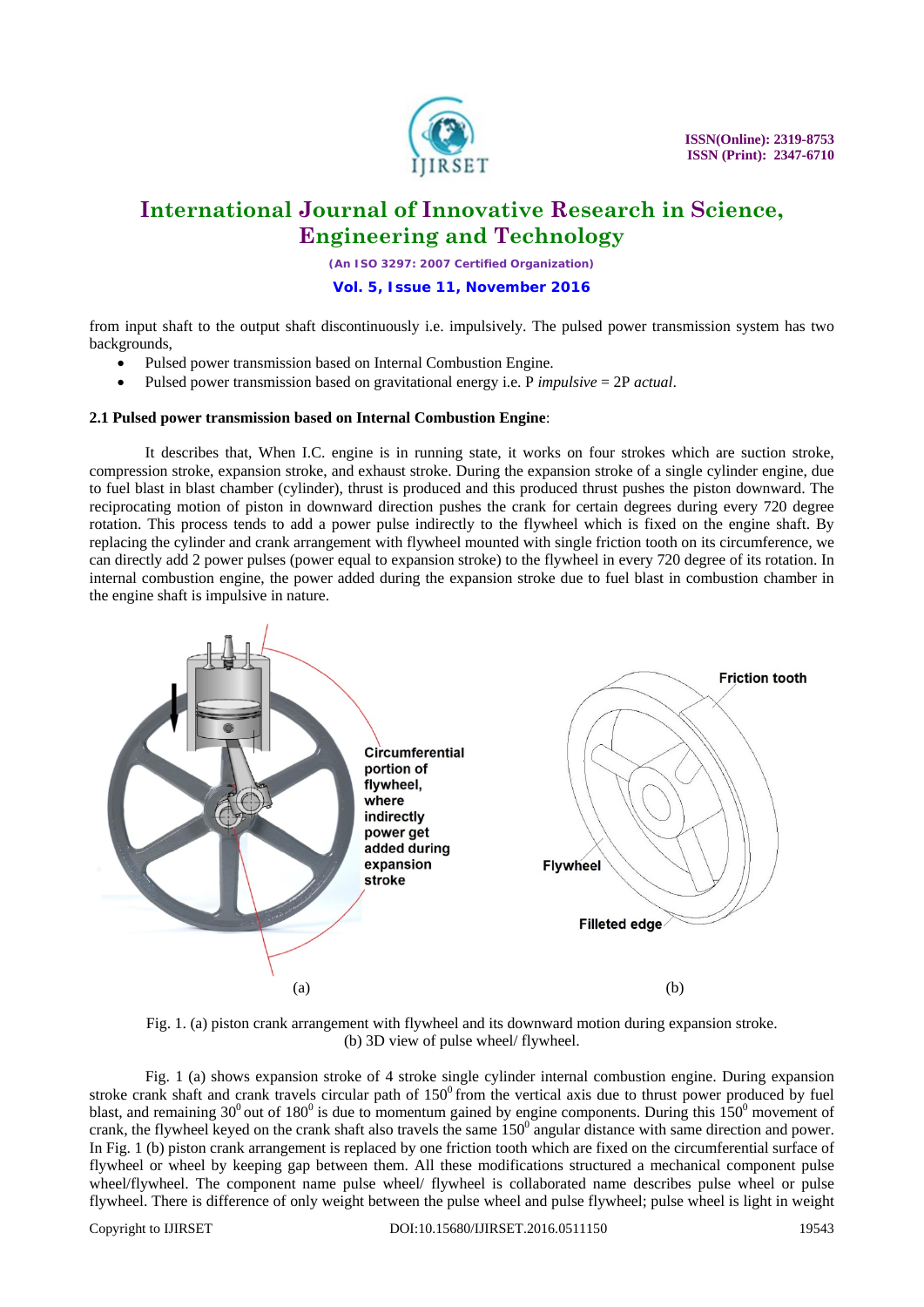from input shaft to the output shaft discontinuously i.e. impulsively. The pulsed power transmission system has two backgrounds,

- Pulsed power transmission based on Internal Combustion Engine.
- Pulsed power transmission based on gravitational energy i.e. P *impulsive* = 2P *actual*.

**2.1 Pulsed power transmission based on Internal Combustion Engine**:

It describes that, When I.C. engine is in running state, it works on four strokes which are suction stroke, compression stroke, expansion stroke, and exhaust stroke. During the expansion stroke of a single cylinder engine, due to fuel blast in blast chamber (cylinder), thrust is produced and this produced thrust pushes the piston downward. The reciprocating motion of piston in downward direction pushes the crank for certain degrees during every 720 degree rotation. This process tends to add a power pulse indirectly to the flywheel which is fixed on the engine shaft. By replacing the cylinder and crank arrangement with flywheel mounted with single friction tooth on its circumference, we can directly add 2 power pulses (power equal to expansion stroke) to the flywheel in every 720 degree of its rotation. In internal combustion engine, the power added during the expansion stroke due to fuel blast in combustion chamber in the engine shaft is impulsive in nature.

Circumferential portion of flywheel, where indirectly power get added during expansion stroke

Friction tooth

Flywheel

Filleted edge

(a) (b)

Fig. 1. (a) piston crank arrangement with flywheel and its downward motion during expansion stroke.
(b) 3D view of pulse wheel/ flywheel.

Fig. 1 (a) shows expansion stroke of 4 stroke single cylinder internal combustion engine. During expansion stroke crank shaft and crank travels circular path of $150^0$ from the vertical axis due to thrust power produced by fuel blast, and remaining $30^0$ out of $180^0$ is due to momentum gained by engine components. During this $150^0$ movement of crank, the flywheel keyed on the crank shaft also travels the same $150^0$ angular distance with same direction and power. In Fig. 1 (b) piston crank arrangement is replaced by one friction tooth which are fixed on the circumferential surface of flywheel or wheel by keeping gap between them. All these modifications structured a mechanical component pulse wheel/flywheel. The component name pulse wheel/ flywheel is collaborated name describes pulse wheel or pulse flywheel. There is difference of only weight between the pulse wheel and pulse flywheel; pulse wheel is light in weight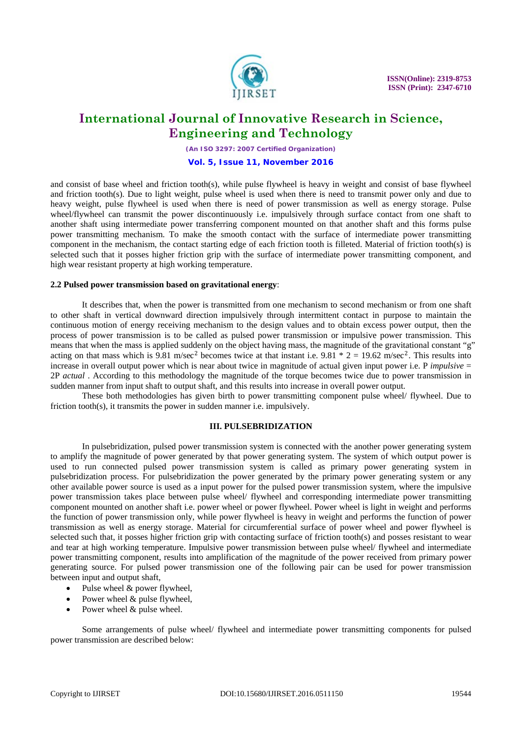and consist of base wheel and friction tooth(s), while pulse flywheel is heavy in weight and consist of base flywheel and friction tooth(s). Due to light weight, pulse wheel is used when there is need to transmit power only and due to heavy weight, pulse flywheel is used when there is need of power transmission as well as energy storage. Pulse wheel/flywheel can transmit the power discontinuously i.e. impulsively through surface contact from one shaft to another shaft using intermediate power transferring component mounted on that another shaft and this forms pulse power transmitting mechanism. To make the smooth contact with the surface of intermediate power transmitting component in the mechanism, the contact starting edge of each friction tooth is filleted. Material of friction tooth(s) is selected such that it posses higher friction grip with the surface of intermediate power transmitting component, and high wear resistant property at high working temperature.

### 2.2 Pulsed power transmission based on gravitational energy:

It describes that, when the power is transmitted from one mechanism to second mechanism or from one shaft to other shaft in vertical downward direction impulsively through intermittent contact in purpose to maintain the continuous motion of energy receiving mechanism to the design values and to obtain excess power output, then the process of power transmission is to be called as pulsed power transmission or impulsive power transmission. This means that when the mass is applied suddenly on the object having mass, the magnitude of the gravitational constant "g" acting on that mass which is 9.81 m/sec$^2$ becomes twice at that instant i.e. 9.81 * 2 = 19.62 m/sec$^2$. This results into increase in overall output power which is near about twice in magnitude of actual given input power i.e. $P_{impulsive} = 2P_{actual}$ . According to this methodology the magnitude of the torque becomes twice due to power transmission in sudden manner from input shaft to output shaft, and this results into increase in overall power output.

These both methodologies has given birth to power transmitting component pulse wheel/ flywheel. Due to friction tooth(s), it transmits the power in sudden manner i.e. impulsively.

## III. PULSEBRIDIZATION

In pulsebridization, pulsed power transmission system is connected with the another power generating system to amplify the magnitude of power generated by that power generating system. The system of which output power is used to run connected pulsed power transmission system is called as primary power generating system in pulsebridization process. For pulsebridization the power generated by the primary power generating system or any other available power source is used as a input power for the pulsed power transmission system, where the impulsive power transmission takes place between pulse wheel/ flywheel and corresponding intermediate power transmitting component mounted on another shaft i.e. power wheel or power flywheel. Power wheel is light in weight and performs the function of power transmission only, while power flywheel is heavy in weight and performs the function of power transmission as well as energy storage. Material for circumferential surface of power wheel and power flywheel is selected such that, it posses higher friction grip with contacting surface of friction tooth(s) and posses resistant to wear and tear at high working temperature. Impulsive power transmission between pulse wheel/ flywheel and intermediate power transmitting component, results into amplification of the magnitude of the power received from primary power generating source. For pulsed power transmission one of the following pair can be used for power transmission between input and output shaft,

- Pulse wheel & power flywheel,
- Power wheel & pulse flywheel,
- Power wheel & pulse wheel.

Some arrangements of pulse wheel/ flywheel and intermediate power transmitting components for pulsed power transmission are described below: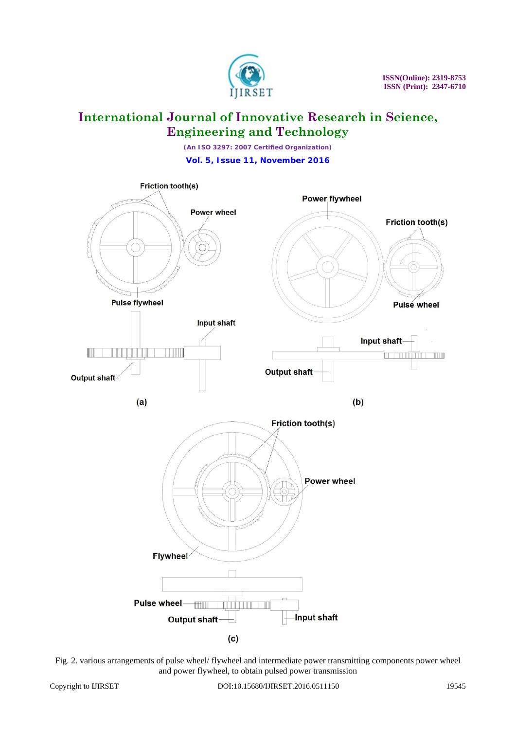Fig. 2. various arrangements of pulse wheel/ flywheel and intermediate power transmitting components power wheel and power flywheel, to obtain pulsed power transmission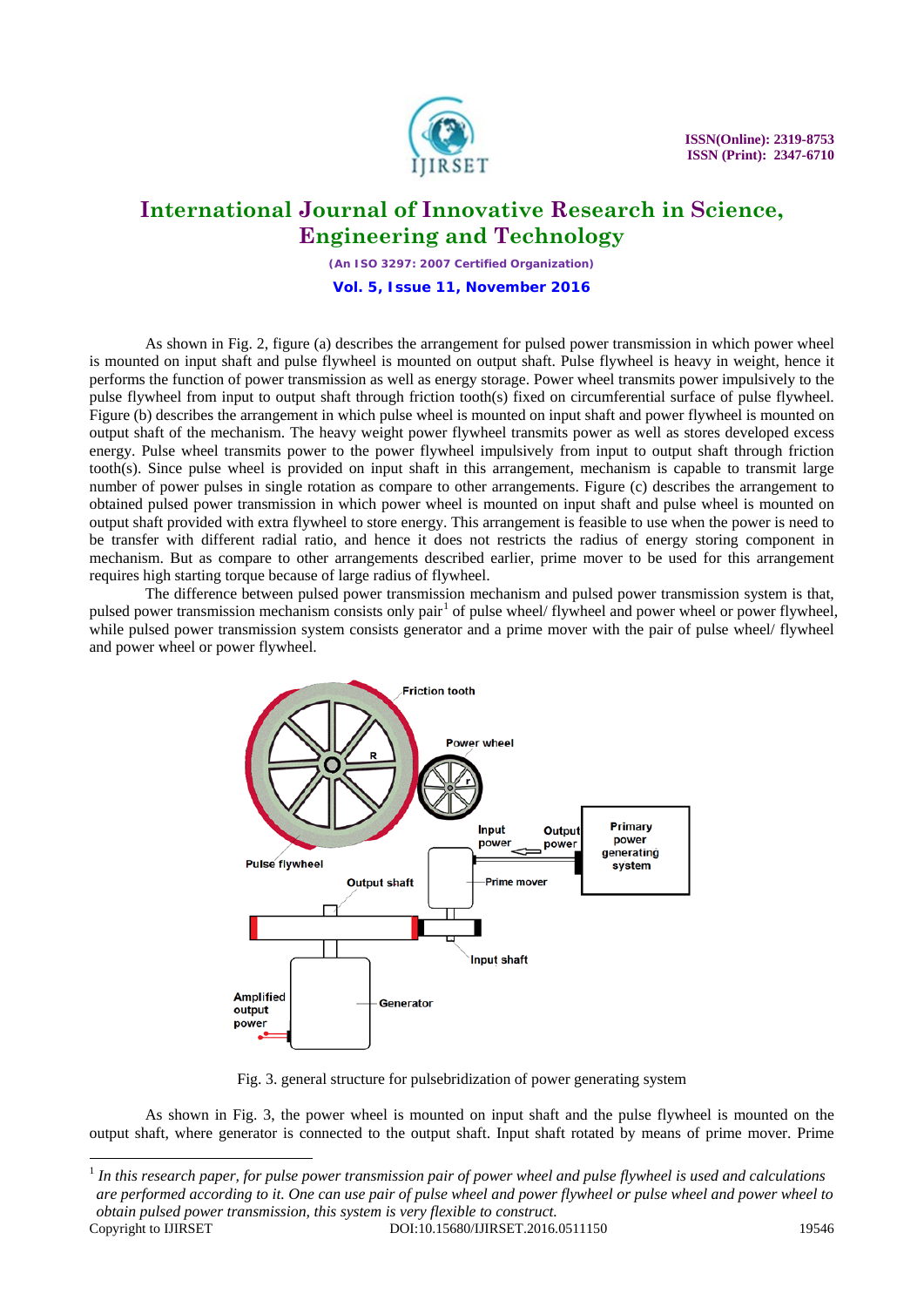As shown in Fig. 2, figure (a) describes the arrangement for pulsed power transmission in which power wheel is mounted on input shaft and pulse flywheel is mounted on output shaft. Pulse flywheel is heavy in weight, hence it performs the function of power transmission as well as energy storage. Power wheel transmits power impulsively to the pulse flywheel from input to output shaft through friction tooth(s) fixed on circumferential surface of pulse flywheel. Figure (b) describes the arrangement in which pulse wheel is mounted on input shaft and power flywheel is mounted on output shaft of the mechanism. The heavy weight power flywheel transmits power as well as stores developed excess energy. Pulse wheel transmits power to the power flywheel impulsively from input to output shaft through friction tooth(s). Since pulse wheel is provided on input shaft in this arrangement, mechanism is capable to transmit large number of power pulses in single rotation as compare to other arrangements. Figure (c) describes the arrangement to obtained pulsed power transmission in which power wheel is mounted on input shaft and pulse wheel is mounted on output shaft provided with extra flywheel to store energy. This arrangement is feasible to use when the power is need to be transfer with different radial ratio, and hence it does not restricts the radius of energy storing component in mechanism. But as compare to other arrangements described earlier, prime mover to be used for this arrangement requires high starting torque because of large radius of flywheel.

The difference between pulsed power transmission mechanism and pulsed power transmission system is that, pulsed power transmission mechanism consists only pair[1] of pulse wheel/ flywheel and power wheel or power flywheel, while pulsed power transmission system consists generator and a prime mover with the pair of pulse wheel/ flywheel and power wheel or power flywheel.

Fig. 3. general structure for pulsebridization of power generating system

As shown in Fig. 3, the power wheel is mounted on input shaft and the pulse flywheel is mounted on the output shaft, where generator is connected to the output shaft. Input shaft rotated by means of prime mover. Prime

[1] *In this research paper, for pulse power transmission pair of power wheel and pulse flywheel is used and calculations are performed according to it. One can use pair of pulse wheel and power flywheel or pulse wheel and power wheel to obtain pulsed power transmission, this system is very flexible to construct.*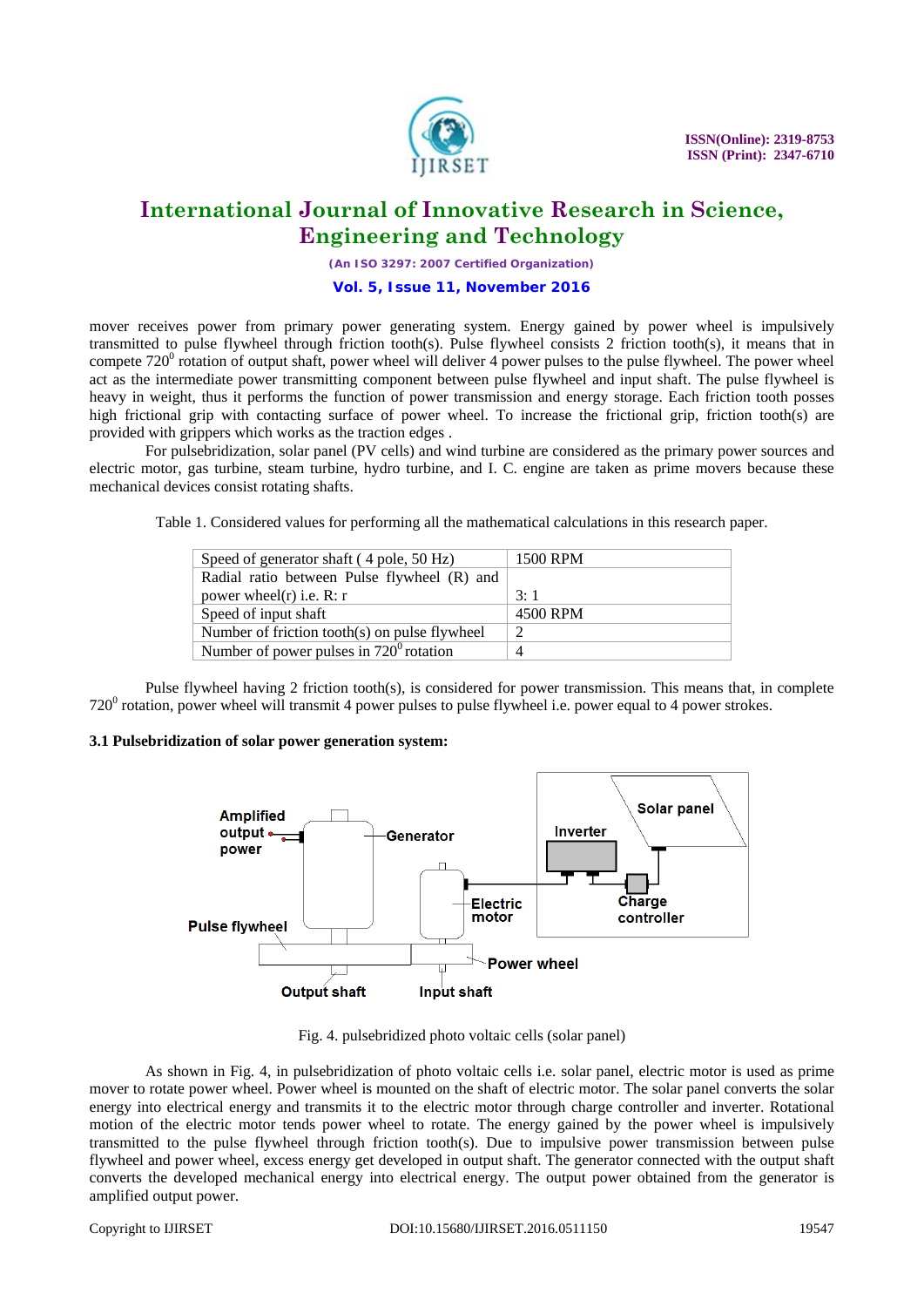mover receives power from primary power generating system. Energy gained by power wheel is impulsively transmitted to pulse flywheel through friction tooth(s). Pulse flywheel consists 2 friction tooth(s), it means that in compete $720^0$ rotation of output shaft, power wheel will deliver 4 power pulses to the pulse flywheel. The power wheel act as the intermediate power transmitting component between pulse flywheel and input shaft. The pulse flywheel is heavy in weight, thus it performs the function of power transmission and energy storage. Each friction tooth posses high frictional grip with contacting surface of power wheel. To increase the frictional grip, friction tooth(s) are provided with grippers which works as the traction edges .

For pulsebridization, solar panel (PV cells) and wind turbine are considered as the primary power sources and electric motor, gas turbine, steam turbine, hydro turbine, and I. C. engine are taken as prime movers because these mechanical devices consist rotating shafts.

Table 1. Considered values for performing all the mathematical calculations in this research paper.

| | |
|---|---|
| Speed of generator shaft ( 4 pole, 50 Hz) | 1500 RPM |
| Radial ratio between Pulse flywheel (R) and power wheel(r) i.e. R: r | 3: 1 |
| Speed of input shaft | 4500 RPM |
| Number of friction tooth(s) on pulse flywheel | 2 |
| Number of power pulses in $720^0$ rotation | 4 |

Pulse flywheel having 2 friction tooth(s), is considered for power transmission. This means that, in complete $720^0$ rotation, power wheel will transmit 4 power pulses to pulse flywheel i.e. power equal to 4 power strokes.

### 3.1 Pulsebridization of solar power generation system:

Fig. 4. pulsebridized photo voltaic cells (solar panel)

As shown in Fig. 4, in pulsebridization of photo voltaic cells i.e. solar panel, electric motor is used as prime mover to rotate power wheel. Power wheel is mounted on the shaft of electric motor. The solar panel converts the solar energy into electrical energy and transmits it to the electric motor through charge controller and inverter. Rotational motion of the electric motor tends power wheel to rotate. The energy gained by the power wheel is impulsively transmitted to the pulse flywheel through friction tooth(s). Due to impulsive power transmission between pulse flywheel and power wheel, excess energy get developed in output shaft. The generator connected with the output shaft converts the developed mechanical energy into electrical energy. The output power obtained from the generator is amplified output power.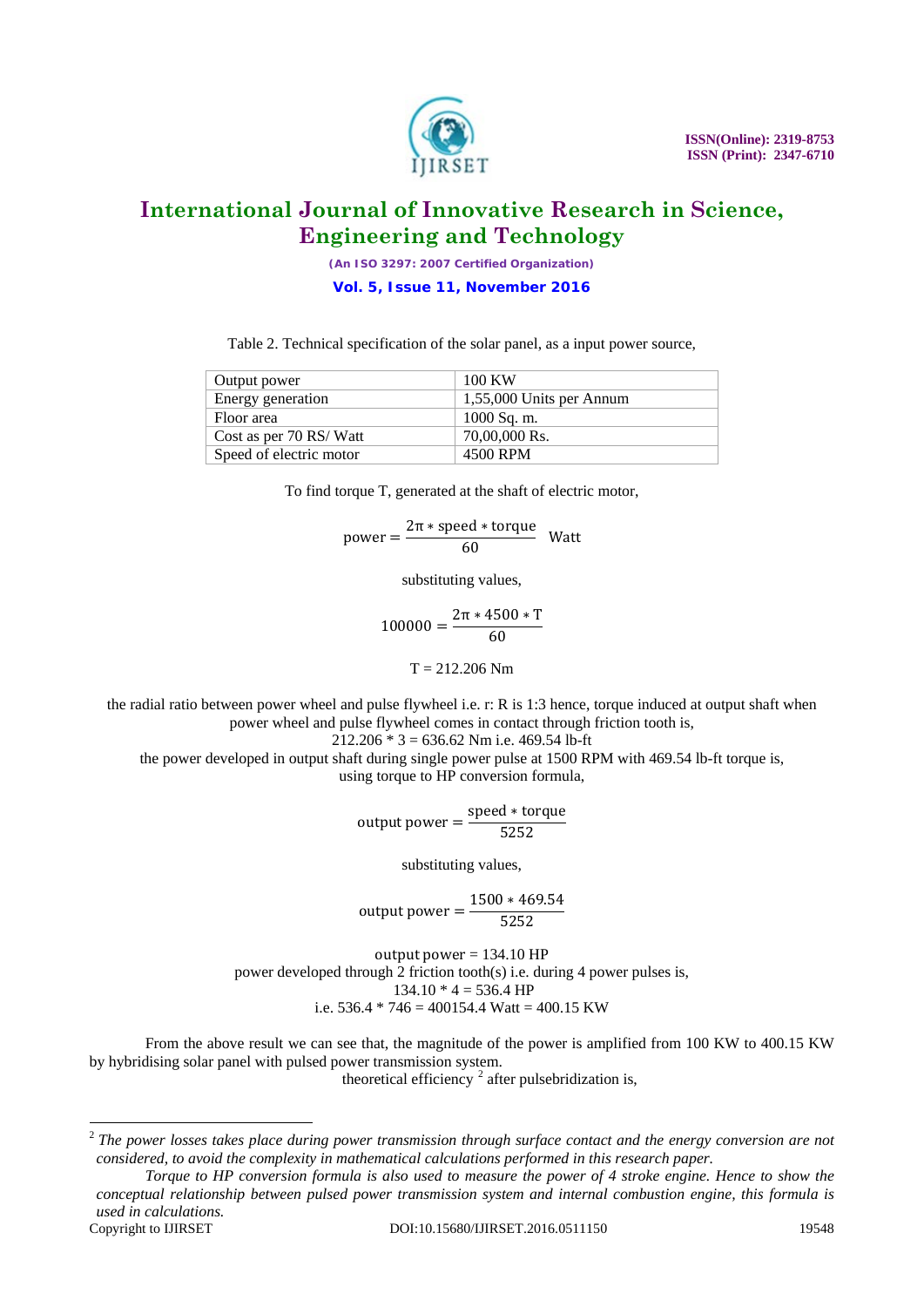Table 2. Technical specification of the solar panel, as a input power source,

| Output power | 100 KW |
|---|---|
| Energy generation | 1,55,000 Units per Annum |
| Floor area | 1000 Sq. m. |
| Cost as per 70 RS/ Watt | 70,00,000 Rs. |
| Speed of electric motor | 4500 RPM |

To find torque T, generated at the shaft of electric motor,

$$\text{power} = \frac{2\pi * \text{speed} * \text{torque}}{60} \ \text{Watt}$$

substituting values,

$$100000 = \frac{2\pi * 4500 * T}{60}$$

T = 212.206 Nm

the radial ratio between power wheel and pulse flywheel i.e. r: R is 1:3 hence, torque induced at output shaft when power wheel and pulse flywheel comes in contact through friction tooth is,

212.206 * 3 = 636.62 Nm i.e. 469.54 lb-ft

the power developed in output shaft during single power pulse at 1500 RPM with 469.54 lb-ft torque is, using torque to HP conversion formula,

$$\text{output power} = \frac{\text{speed} * \text{torque}}{5252}$$

substituting values,

$$\text{output power} = \frac{1500 * 469.54}{5252}$$

output power = 134.10 HP

power developed through 2 friction tooth(s) i.e. during 4 power pulses is,

134.10 * 4 = 536.4 HP

i.e. 536.4 * 746 = 400154.4 Watt = 400.15 KW

From the above result we can see that, the magnitude of the power is amplified from 100 KW to 400.15 KW by hybridising solar panel with pulsed power transmission system.

theoretical efficiency [2] after pulsebridization is,

---

[2] *The power losses takes place during power transmission through surface contact and the energy conversion are not considered, to avoid the complexity in mathematical calculations performed in this research paper.*

*Torque to HP conversion formula is also used to measure the power of 4 stroke engine. Hence to show the conceptual relationship between pulsed power transmission system and internal combustion engine, this formula is used in calculations.*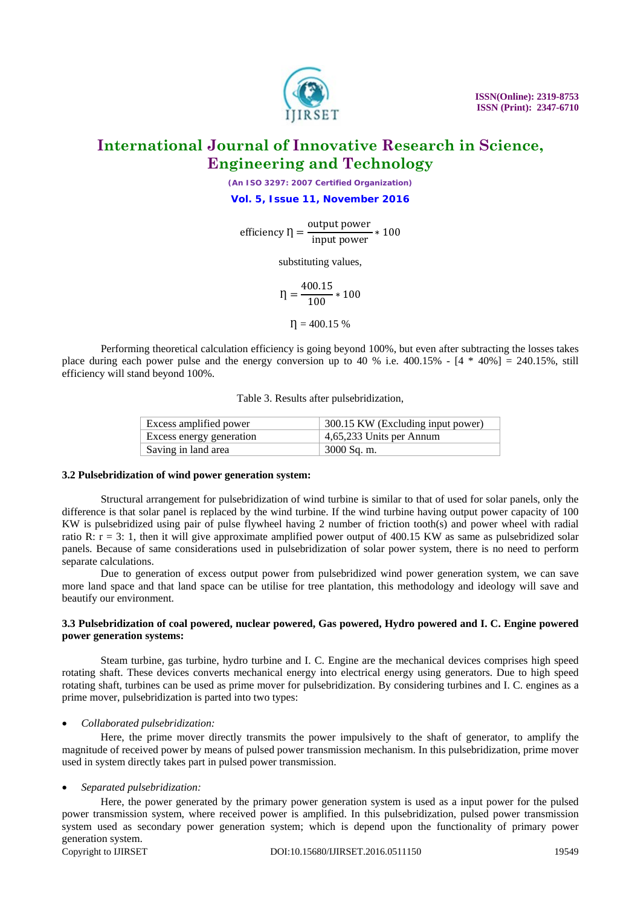$$\text{efficiency } \eta = \frac{\text{output power}}{\text{input power}} * 100$$

substituting values,

$$\eta = \frac{400.15}{100} * 100$$

$$\eta = 400.15\ \%$$

Performing theoretical calculation efficiency is going beyond 100%, but even after subtracting the losses takes place during each power pulse and the energy conversion up to 40 % i.e. 400.15% - [4 * 40%] = 240.15%, still efficiency will stand beyond 100%.

Table 3. Results after pulsebridization,

| | |
|---|---|
| Excess amplified power | 300.15 KW (Excluding input power) |
| Excess energy generation | 4,65,233 Units per Annum |
| Saving in land area | 3000 Sq. m. |

**3.2 Pulsebridization of wind power generation system:**

Structural arrangement for pulsebridization of wind turbine is similar to that of used for solar panels, only the difference is that solar panel is replaced by the wind turbine. If the wind turbine having output power capacity of 100 KW is pulsebridized using pair of pulse flywheel having 2 number of friction tooth(s) and power wheel with radial ratio R: r = 3: 1, then it will give approximate amplified power output of 400.15 KW as same as pulsebridized solar panels. Because of same considerations used in pulsebridization of solar power system, there is no need to perform separate calculations.

Due to generation of excess output power from pulsebridized wind power generation system, we can save more land space and that land space can be utilise for tree plantation, this methodology and ideology will save and beautify our environment.

**3.3 Pulsebridization of coal powered, nuclear powered, Gas powered, Hydro powered and I. C. Engine powered power generation systems:**

Steam turbine, gas turbine, hydro turbine and I. C. Engine are the mechanical devices comprises high speed rotating shaft. These devices converts mechanical energy into electrical energy using generators. Due to high speed rotating shaft, turbines can be used as prime mover for pulsebridization. By considering turbines and I. C. engines as a prime mover, pulsebridization is parted into two types:

- *Collaborated pulsebridization:*

Here, the prime mover directly transmits the power impulsively to the shaft of generator, to amplify the magnitude of received power by means of pulsed power transmission mechanism. In this pulsebridization, prime mover used in system directly takes part in pulsed power transmission.

- *Separated pulsebridization:*

Here, the power generated by the primary power generation system is used as a input power for the pulsed power transmission system, where received power is amplified. In this pulsebridization, pulsed power transmission system used as secondary power generation system; which is depend upon the functionality of primary power generation system.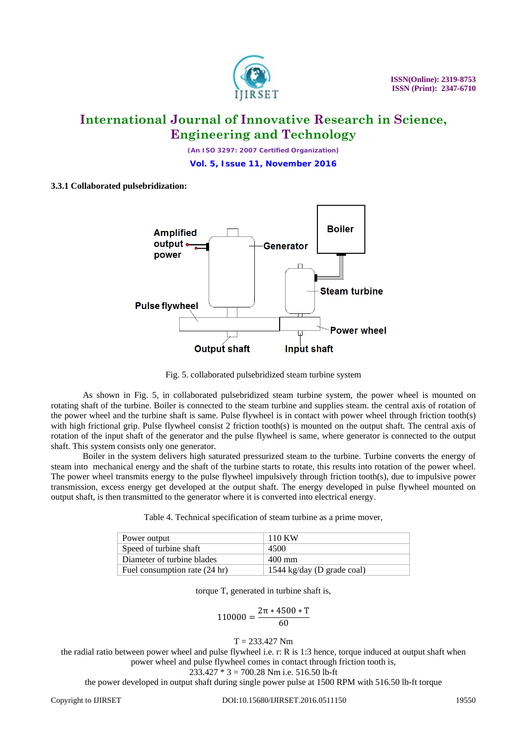### 3.3.1 Collaborated pulsebridization:

Fig. 5. collaborated pulsebridized steam turbine system

As shown in Fig. 5, in collaborated pulsebridized steam turbine system, the power wheel is mounted on rotating shaft of the turbine. Boiler is connected to the steam turbine and supplies steam. the central axis of rotation of the power wheel and the turbine shaft is same. Pulse flywheel is in contact with power wheel through friction tooth(s) with high frictional grip. Pulse flywheel consist 2 friction tooth(s) is mounted on the output shaft. The central axis of rotation of the input shaft of the generator and the pulse flywheel is same, where generator is connected to the output shaft. This system consists only one generator.

Boiler in the system delivers high saturated pressurized steam to the turbine. Turbine converts the energy of steam into mechanical energy and the shaft of the turbine starts to rotate, this results into rotation of the power wheel. The power wheel transmits energy to the pulse flywheel impulsively through friction tooth(s), due to impulsive power transmission, excess energy get developed at the output shaft. The energy developed in pulse flywheel mounted on output shaft, is then transmitted to the generator where it is converted into electrical energy.

Table 4. Technical specification of steam turbine as a prime mover,

| | |
|---|---|
| Power output | 110 KW |
| Speed of turbine shaft | 4500 |
| Diameter of turbine blades | 400 mm |
| Fuel consumption rate (24 hr) | 1544 kg/day (D grade coal) |

torque T, generated in turbine shaft is,

$$110000 = \frac{2\pi * 4500 * T}{60}$$

T = 233.427 Nm

the radial ratio between power wheel and pulse flywheel i.e. r: R is 1:3 hence, torque induced at output shaft when power wheel and pulse flywheel comes in contact through friction tooth is,

233.427 * 3 = 700.28 Nm i.e. 516.50 lb-ft

the power developed in output shaft during single power pulse at 1500 RPM with 516.50 lb-ft torque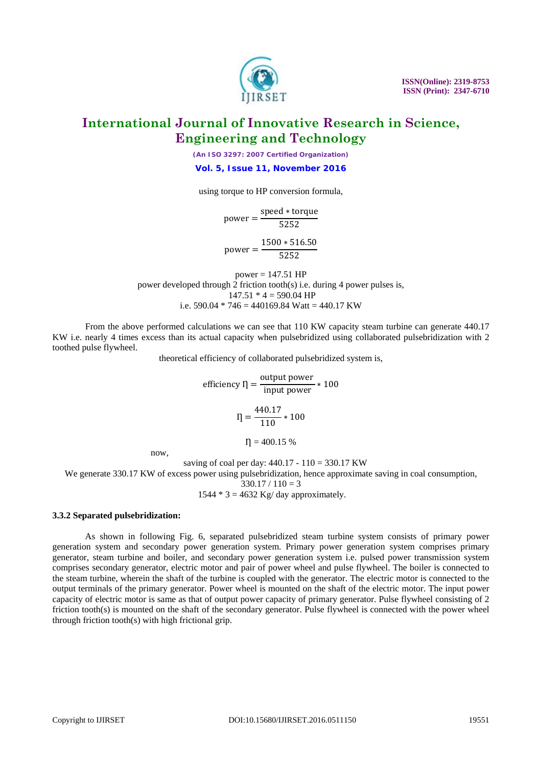using torque to HP conversion formula,

$$\text{power} = \frac{\text{speed} * \text{torque}}{5252}$$

$$\text{power} = \frac{1500 * 516.50}{5252}$$

power = 147.51 HP

power developed through 2 friction tooth(s) i.e. during 4 power pulses is,

147.51 * 4 = 590.04 HP

i.e. 590.04 * 746 = 440169.84 Watt = 440.17 KW

From the above performed calculations we can see that 110 KW capacity steam turbine can generate 440.17 KW i.e. nearly 4 times excess than its actual capacity when pulsebridized using collaborated pulsebridization with 2 toothed pulse flywheel.

theoretical efficiency of collaborated pulsebridized system is,

$$\text{efficiency } \eta = \frac{\text{output power}}{\text{input power}} * 100$$

$$\eta = \frac{440.17}{110} * 100$$

$$\eta = 400.15\ \%$$

now,

saving of coal per day: 440.17 - 110 = 330.17 KW

We generate 330.17 KW of excess power using pulsebridization, hence approximate saving in coal consumption,

330.17 / 110 = 3

1544 * 3 = 4632 Kg/ day approximately.

**3.3.2 Separated pulsebridization:**

As shown in following Fig. 6, separated pulsebridized steam turbine system consists of primary power generation system and secondary power generation system. Primary power generation system comprises primary generator, steam turbine and boiler, and secondary power generation system i.e. pulsed power transmission system comprises secondary generator, electric motor and pair of power wheel and pulse flywheel. The boiler is connected to the steam turbine, wherein the shaft of the turbine is coupled with the generator. The electric motor is connected to the output terminals of the primary generator. Power wheel is mounted on the shaft of the electric motor. The input power capacity of electric motor is same as that of output power capacity of primary generator. Pulse flywheel consisting of 2 friction tooth(s) is mounted on the shaft of the secondary generator. Pulse flywheel is connected with the power wheel through friction tooth(s) with high frictional grip.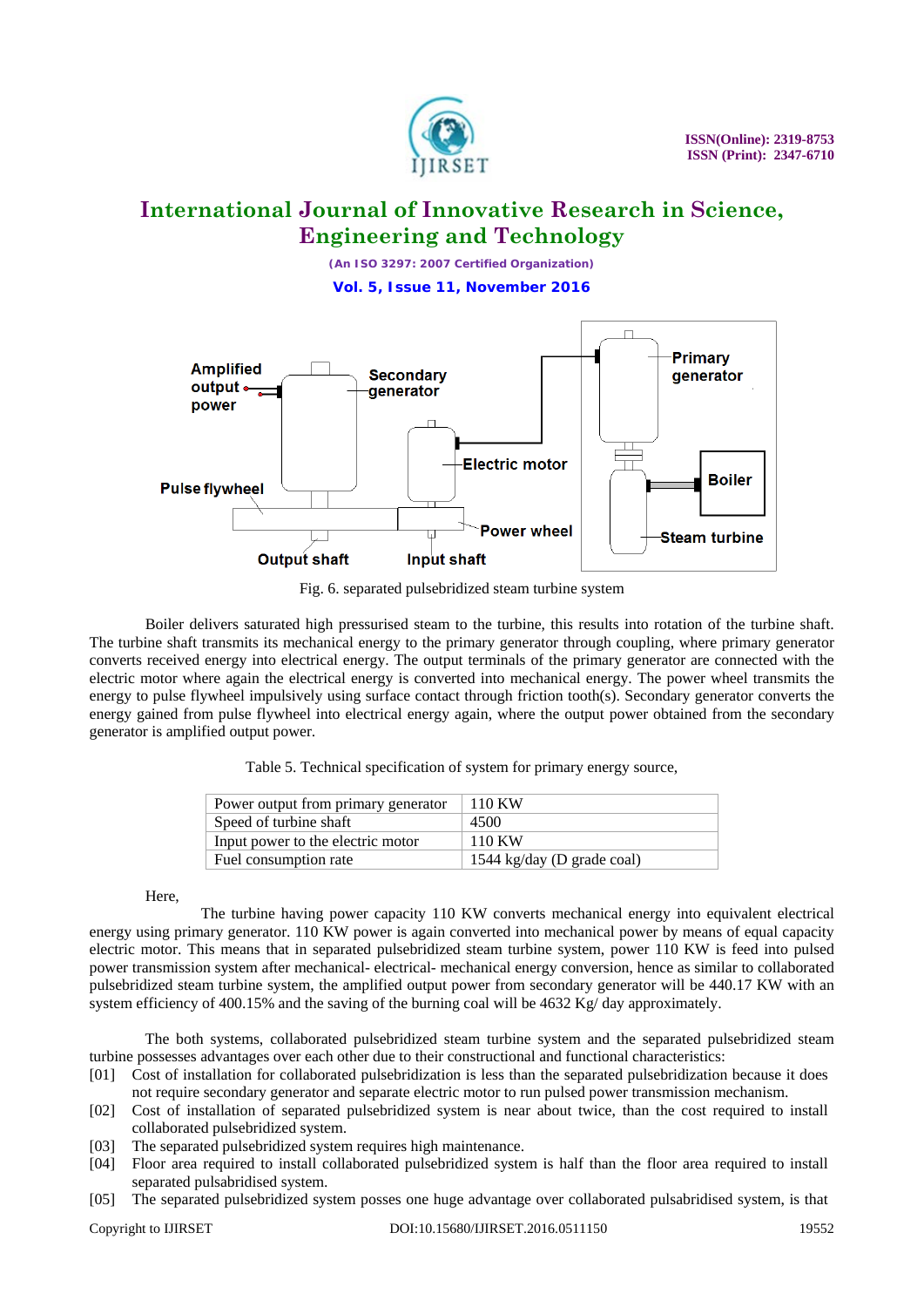Fig. 6. separated pulsebridized steam turbine system

Boiler delivers saturated high pressurised steam to the turbine, this results into rotation of the turbine shaft. The turbine shaft transmits its mechanical energy to the primary generator through coupling, where primary generator converts received energy into electrical energy. The output terminals of the primary generator are connected with the electric motor where again the electrical energy is converted into mechanical energy. The power wheel transmits the energy to pulse flywheel impulsively using surface contact through friction tooth(s). Secondary generator converts the energy gained from pulse flywheel into electrical energy again, where the output power obtained from the secondary generator is amplified output power.

Table 5. Technical specification of system for primary energy source,

| Power output from primary generator | 110 KW |
|---|---|
| Speed of turbine shaft | 4500 |
| Input power to the electric motor | 110 KW |
| Fuel consumption rate | 1544 kg/day (D grade coal) |

Here,

The turbine having power capacity 110 KW converts mechanical energy into equivalent electrical energy using primary generator. 110 KW power is again converted into mechanical power by means of equal capacity electric motor. This means that in separated pulsebridized steam turbine system, power 110 KW is feed into pulsed power transmission system after mechanical- electrical- mechanical energy conversion, hence as similar to collaborated pulsebridized steam turbine system, the amplified output power from secondary generator will be 440.17 KW with an system efficiency of 400.15% and the saving of the burning coal will be 4632 Kg/ day approximately.

The both systems, collaborated pulsebridized steam turbine system and the separated pulsebridized steam turbine possesses advantages over each other due to their constructional and functional characteristics:

[01] Cost of installation for collaborated pulsebridization is less than the separated pulsebridization because it does not require secondary generator and separate electric motor to run pulsed power transmission mechanism.

[02] Cost of installation of separated pulsebridized system is near about twice, than the cost required to install collaborated pulsebridized system.

[03] The separated pulsebridized system requires high maintenance.

[04] Floor area required to install collaborated pulsebridized system is half than the floor area required to install separated pulsabridised system.

[05] The separated pulsebridized system posses one huge advantage over collaborated pulsabridised system, is that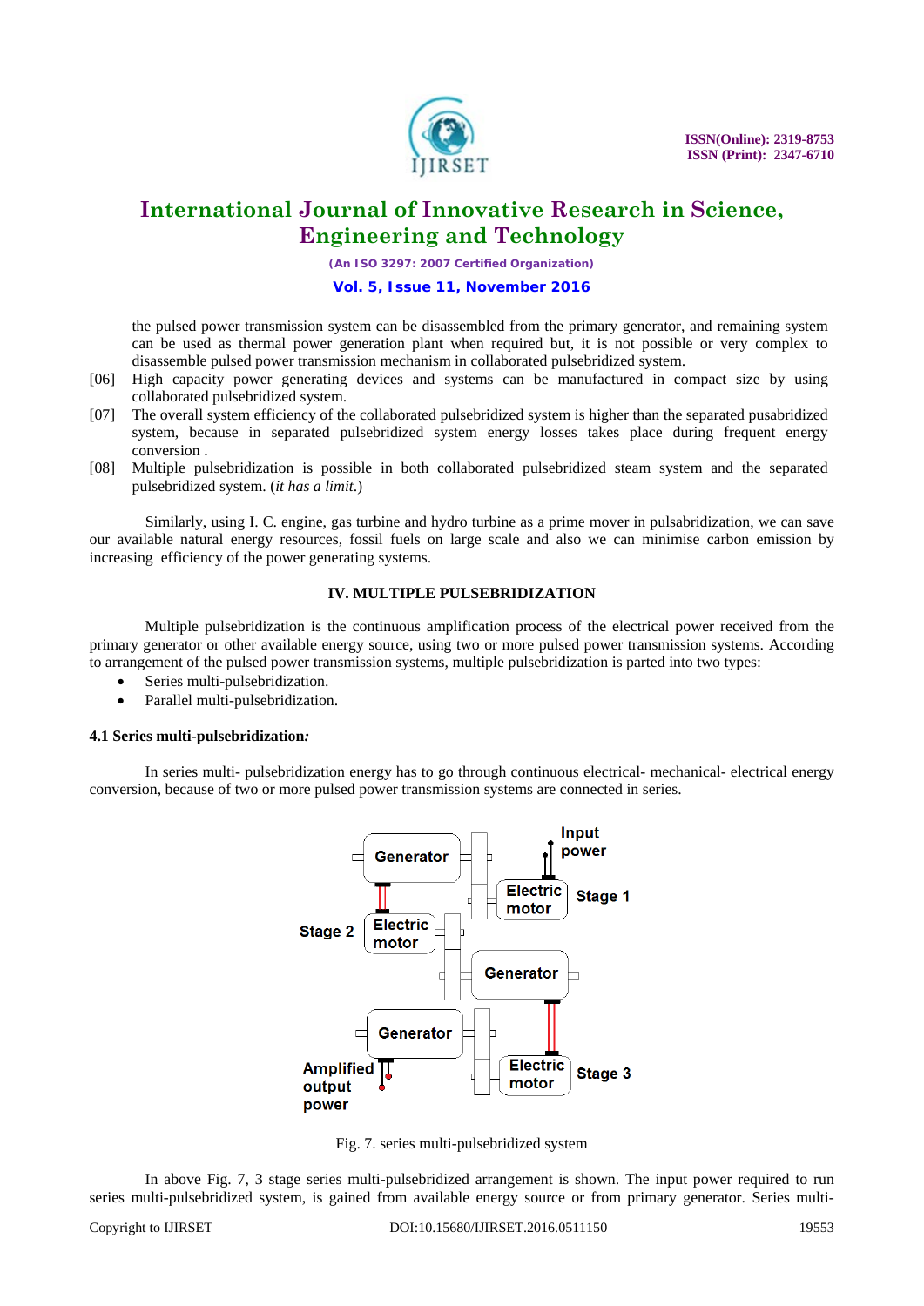the pulsed power transmission system can be disassembled from the primary generator, and remaining system can be used as thermal power generation plant when required but, it is not possible or very complex to disassemble pulsed power transmission mechanism in collaborated pulsebridized system.

[06] High capacity power generating devices and systems can be manufactured in compact size by using collaborated pulsebridized system.

[07] The overall system efficiency of the collaborated pulsebridized system is higher than the separated pusabridized system, because in separated pulsebridized system energy losses takes place during frequent energy conversion .

[08] Multiple pulsebridization is possible in both collaborated pulsebridized steam system and the separated pulsebridized system. (*it has a limit*.)

Similarly, using I. C. engine, gas turbine and hydro turbine as a prime mover in pulsabridization, we can save our available natural energy resources, fossil fuels on large scale and also we can minimise carbon emission by increasing efficiency of the power generating systems.

## IV. MULTIPLE PULSEBRIDIZATION

Multiple pulsebridization is the continuous amplification process of the electrical power received from the primary generator or other available energy source, using two or more pulsed power transmission systems. According to arrangement of the pulsed power transmission systems, multiple pulsebridization is parted into two types:

- Series multi-pulsebridization.
- Parallel multi-pulsebridization.

### 4.1 Series multi-pulsebridization*:*

In series multi- pulsebridization energy has to go through continuous electrical- mechanical- electrical energy conversion, because of two or more pulsed power transmission systems are connected in series.

Fig. 7. series multi-pulsebridized system

In above Fig. 7, 3 stage series multi-pulsebridized arrangement is shown. The input power required to run series multi-pulsebridized system, is gained from available energy source or from primary generator. Series multi-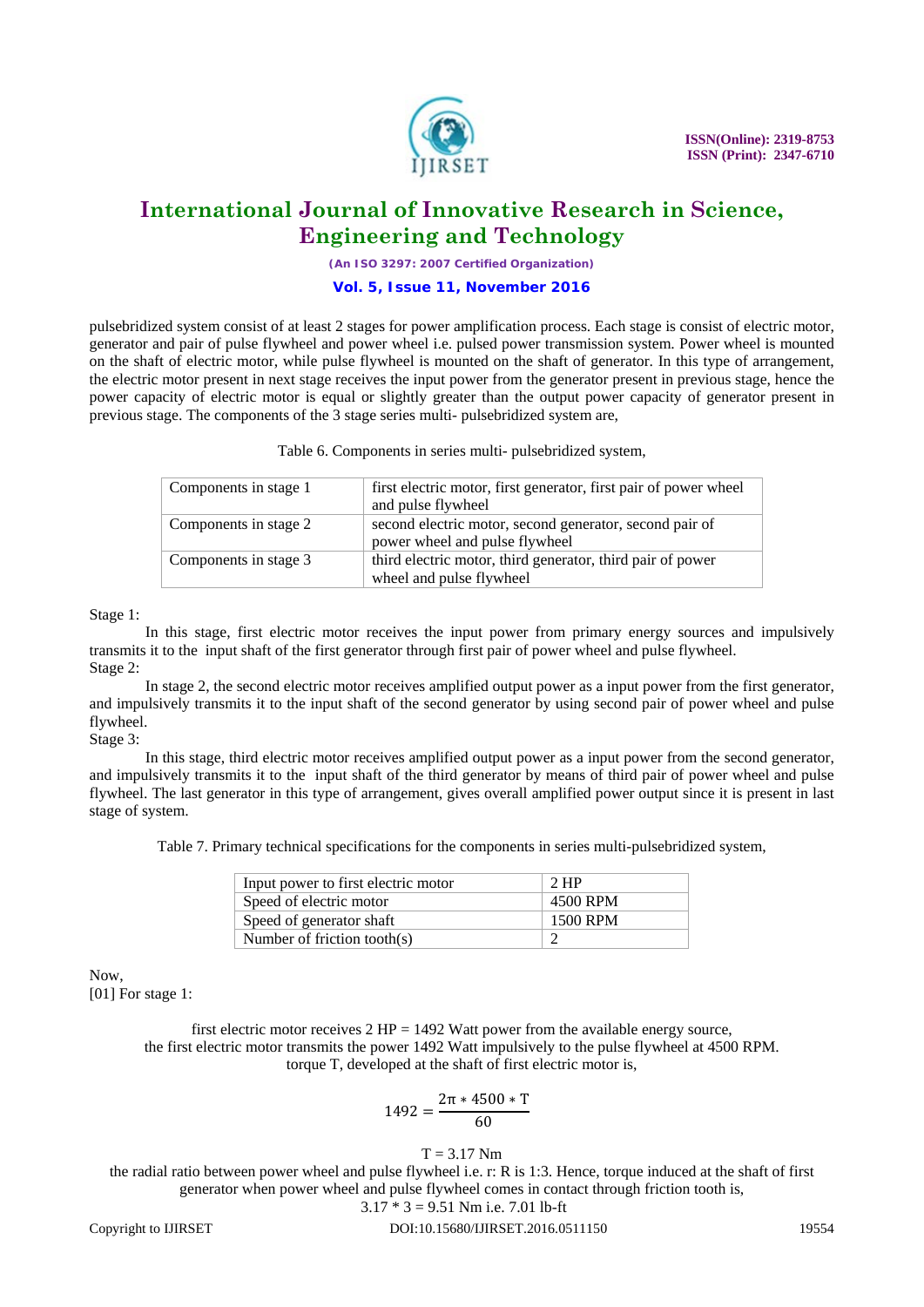pulsebridized system consist of at least 2 stages for power amplification process. Each stage is consist of electric motor, generator and pair of pulse flywheel and power wheel i.e. pulsed power transmission system. Power wheel is mounted on the shaft of electric motor, while pulse flywheel is mounted on the shaft of generator. In this type of arrangement, the electric motor present in next stage receives the input power from the generator present in previous stage, hence the power capacity of electric motor is equal or slightly greater than the output power capacity of generator present in previous stage. The components of the 3 stage series multi- pulsebridized system are,

Table 6. Components in series multi- pulsebridized system,

| | |
|---|---|
| Components in stage 1 | first electric motor, first generator, first pair of power wheel and pulse flywheel |
| Components in stage 2 | second electric motor, second generator, second pair of power wheel and pulse flywheel |
| Components in stage 3 | third electric motor, third generator, third pair of power wheel and pulse flywheel |

Stage 1:

In this stage, first electric motor receives the input power from primary energy sources and impulsively transmits it to the input shaft of the first generator through first pair of power wheel and pulse flywheel.

Stage 2:

In stage 2, the second electric motor receives amplified output power as a input power from the first generator, and impulsively transmits it to the input shaft of the second generator by using second pair of power wheel and pulse flywheel.

Stage 3:

In this stage, third electric motor receives amplified output power as a input power from the second generator, and impulsively transmits it to the input shaft of the third generator by means of third pair of power wheel and pulse flywheel. The last generator in this type of arrangement, gives overall amplified power output since it is present in last stage of system.

Table 7. Primary technical specifications for the components in series multi-pulsebridized system,

| | |
|---|---|
| Input power to first electric motor | 2 HP |
| Speed of electric motor | 4500 RPM |
| Speed of generator shaft | 1500 RPM |
| Number of friction tooth(s) | 2 |

Now,

[01] For stage 1:

first electric motor receives 2 HP = 1492 Watt power from the available energy source,
the first electric motor transmits the power 1492 Watt impulsively to the pulse flywheel at 4500 RPM.
torque T, developed at the shaft of first electric motor is,

$$1492 = \frac{2\pi * 4500 * T}{60}$$

$$T = 3.17 \text{ Nm}$$

the radial ratio between power wheel and pulse flywheel i.e. r: R is 1:3. Hence, torque induced at the shaft of first generator when power wheel and pulse flywheel comes in contact through friction tooth is,

3.17 * 3 = 9.51 Nm i.e. 7.01 lb-ft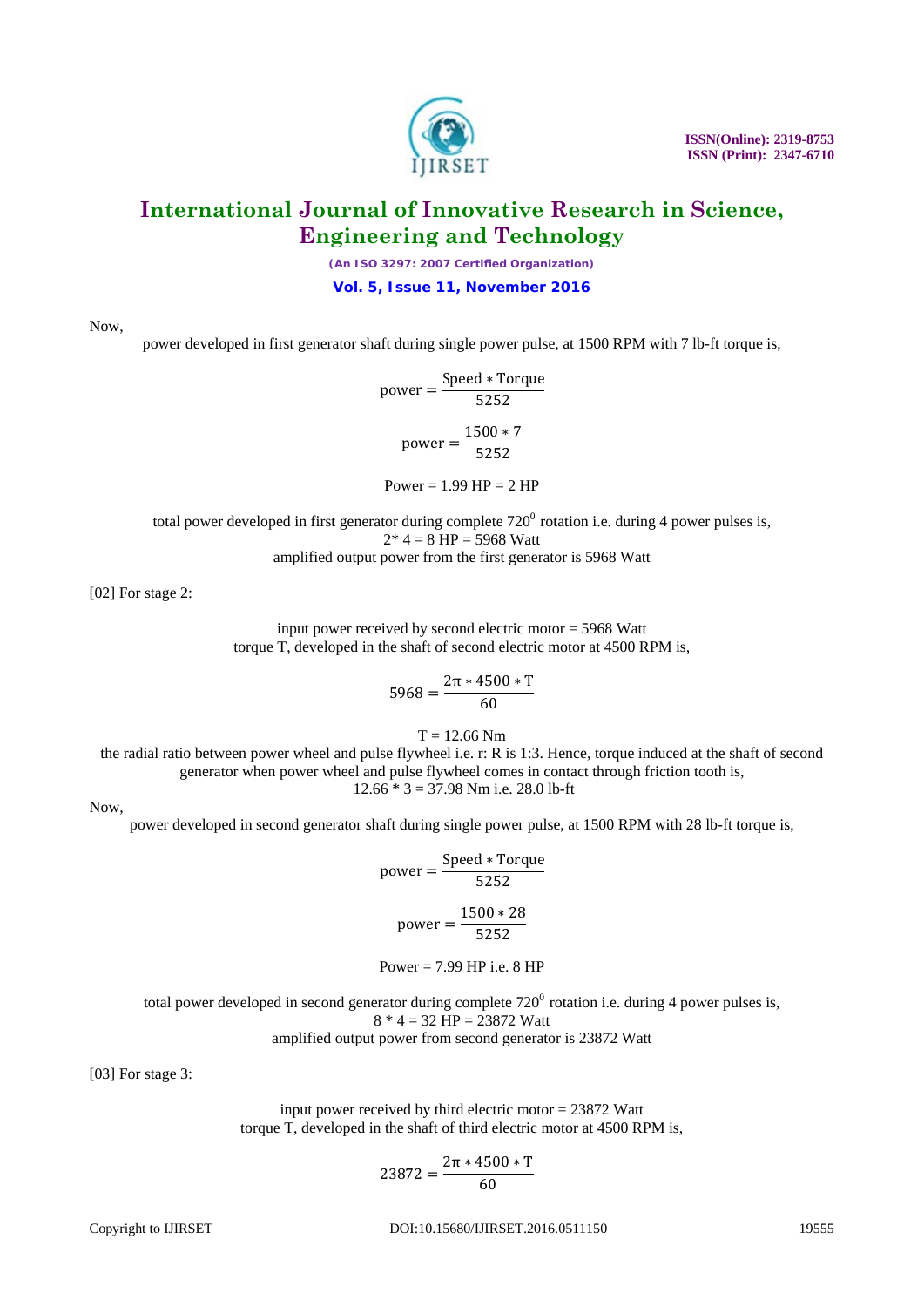Now,

power developed in first generator shaft during single power pulse, at 1500 RPM with 7 lb-ft torque is,

$$\text{power} = \frac{\text{Speed} * \text{Torque}}{5252}$$

$$\text{power} = \frac{1500 * 7}{5252}$$

Power = 1.99 HP = 2 HP

total power developed in first generator during complete $720^0$ rotation i.e. during 4 power pulses is,
2* 4 = 8 HP = 5968 Watt
amplified output power from the first generator is 5968 Watt

[02] For stage 2:

input power received by second electric motor = 5968 Watt
torque T, developed in the shaft of second electric motor at 4500 RPM is,

$$5968 = \frac{2\pi * 4500 * T}{60}$$

T = 12.66 Nm

the radial ratio between power wheel and pulse flywheel i.e. r: R is 1:3. Hence, torque induced at the shaft of second generator when power wheel and pulse flywheel comes in contact through friction tooth is,
12.66 * 3 = 37.98 Nm i.e. 28.0 lb-ft

Now,

power developed in second generator shaft during single power pulse, at 1500 RPM with 28 lb-ft torque is,

$$\text{power} = \frac{\text{Speed} * \text{Torque}}{5252}$$

$$\text{power} = \frac{1500 * 28}{5252}$$

Power = 7.99 HP i.e. 8 HP

total power developed in second generator during complete $720^0$ rotation i.e. during 4 power pulses is,
8 * 4 = 32 HP = 23872 Watt
amplified output power from second generator is 23872 Watt

[03] For stage 3:

input power received by third electric motor = 23872 Watt
torque T, developed in the shaft of third electric motor at 4500 RPM is,

$$23872 = \frac{2\pi * 4500 * T}{60}$$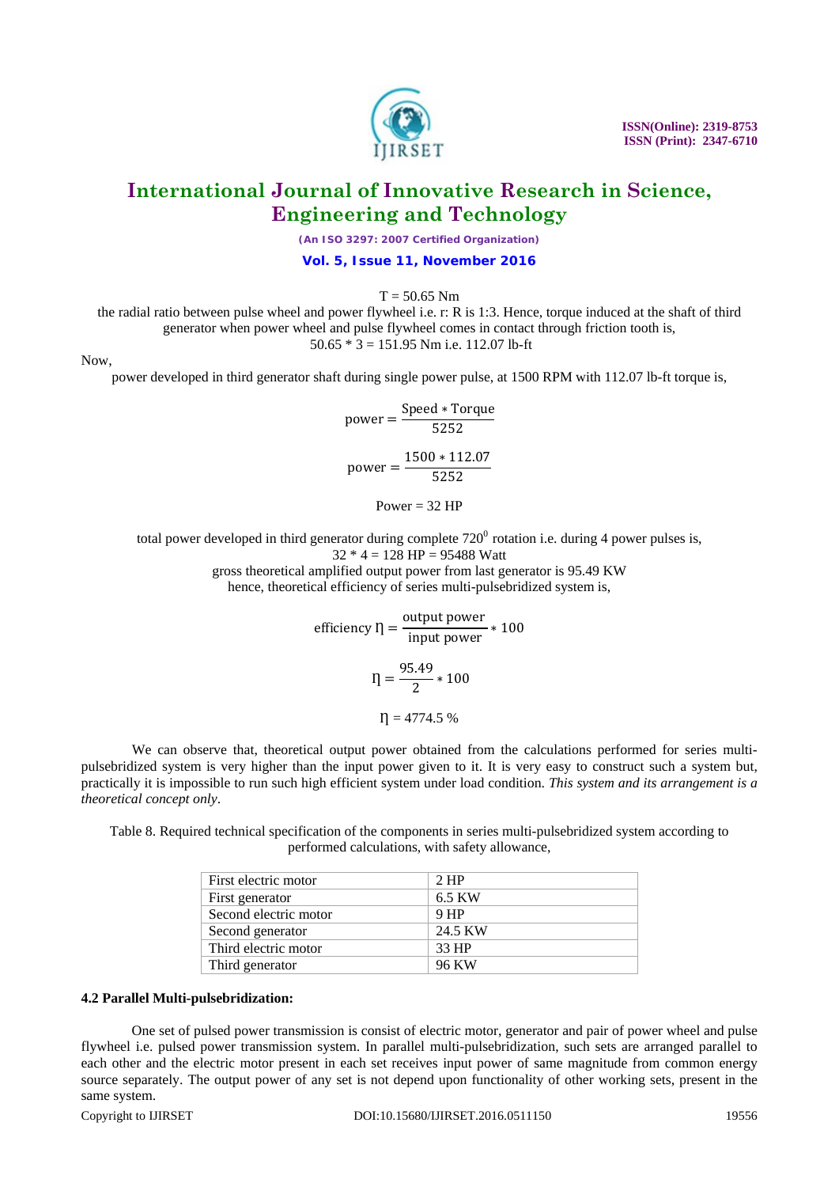$$T = 50.65 \text{ Nm}$$

the radial ratio between pulse wheel and power flywheel i.e. r: R is 1:3. Hence, torque induced at the shaft of third generator when power wheel and pulse flywheel comes in contact through friction tooth is,

50.65 * 3 = 151.95 Nm i.e. 112.07 lb-ft

Now,

power developed in third generator shaft during single power pulse, at 1500 RPM with 112.07 lb-ft torque is,

$$\text{power} = \frac{\text{Speed} * \text{Torque}}{5252}$$

$$\text{power} = \frac{1500 * 112.07}{5252}$$

$$\text{Power} = 32 \text{ HP}$$

total power developed in third generator during complete $720^0$ rotation i.e. during 4 power pulses is,

32 * 4 = 128 HP = 95488 Watt

gross theoretical amplified output power from last generator is 95.49 KW

hence, theoretical efficiency of series multi-pulsebridized system is,

$$\text{efficiency } \eta = \frac{\text{output power}}{\text{input power}} * 100$$

$$\eta = \frac{95.49}{2} * 100$$

$$\eta = 4774.5 \%$$

We can observe that, theoretical output power obtained from the calculations performed for series multi-pulsebridized system is very higher than the input power given to it. It is very easy to construct such a system but, practically it is impossible to run such high efficient system under load condition. *This system and its arrangement is a theoretical concept only*.

Table 8. Required technical specification of the components in series multi-pulsebridized system according to performed calculations, with safety allowance,

| | |
|---|---|
| First electric motor | 2 HP |
| First generator | 6.5 KW |
| Second electric motor | 9 HP |
| Second generator | 24.5 KW |
| Third electric motor | 33 HP |
| Third generator | 96 KW |

**4.2 Parallel Multi-pulsebridization:**

One set of pulsed power transmission is consist of electric motor, generator and pair of power wheel and pulse flywheel i.e. pulsed power transmission system. In parallel multi-pulsebridization, such sets are arranged parallel to each other and the electric motor present in each set receives input power of same magnitude from common energy source separately. The output power of any set is not depend upon functionality of other working sets, present in the same system.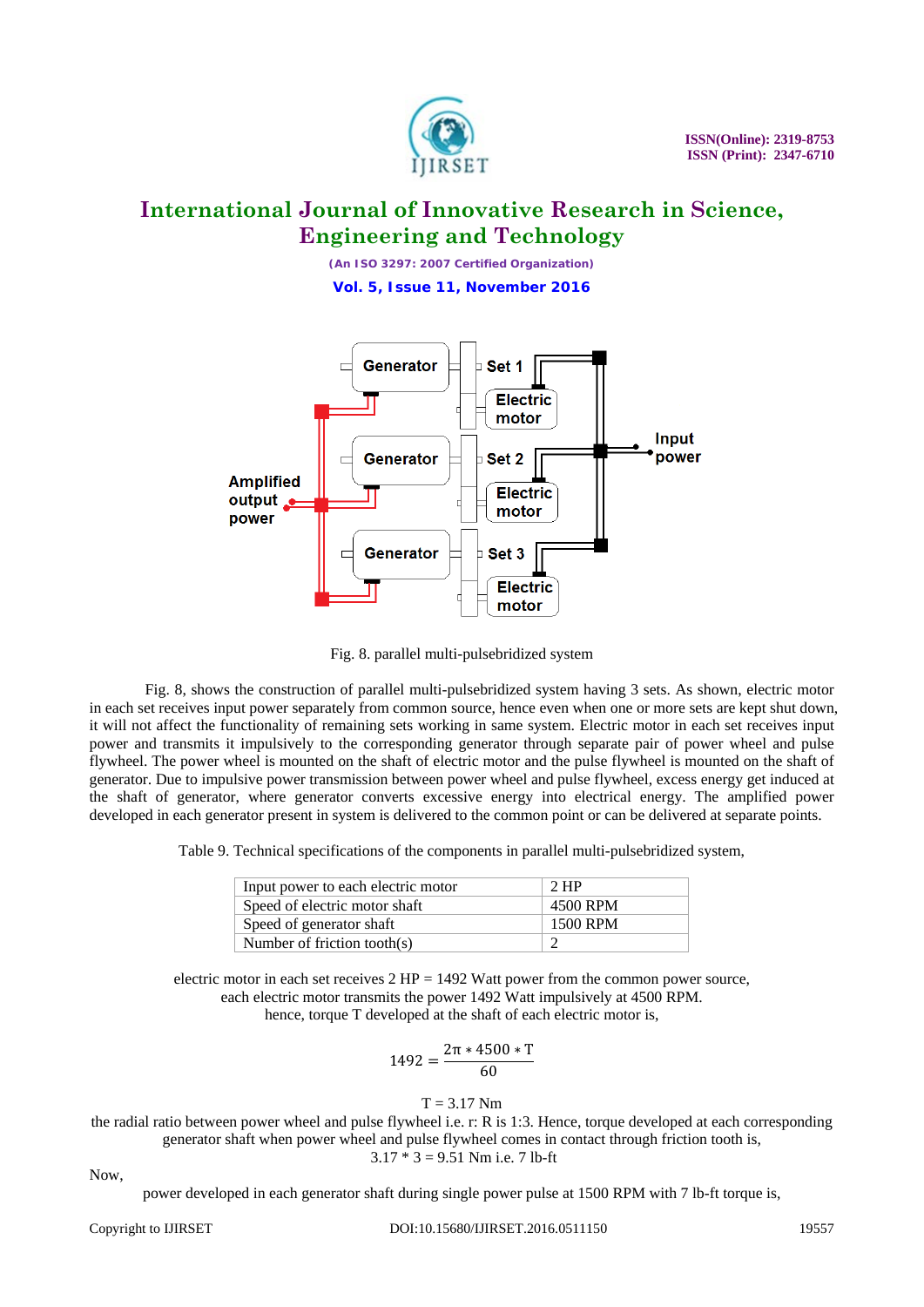Fig. 8. parallel multi-pulsebridized system

Fig. 8, shows the construction of parallel multi-pulsebridized system having 3 sets. As shown, electric motor in each set receives input power separately from common source, hence even when one or more sets are kept shut down, it will not affect the functionality of remaining sets working in same system. Electric motor in each set receives input power and transmits it impulsively to the corresponding generator through separate pair of power wheel and pulse flywheel. The power wheel is mounted on the shaft of electric motor and the pulse flywheel is mounted on the shaft of generator. Due to impulsive power transmission between power wheel and pulse flywheel, excess energy get induced at the shaft of generator, where generator converts excessive energy into electrical energy. The amplified power developed in each generator present in system is delivered to the common point or can be delivered at separate points.

Table 9. Technical specifications of the components in parallel multi-pulsebridized system,

| | |
|---|---|
| Input power to each electric motor | 2 HP |
| Speed of electric motor shaft | 4500 RPM |
| Speed of generator shaft | 1500 RPM |
| Number of friction tooth(s) | 2 |

electric motor in each set receives 2 HP = 1492 Watt power from the common power source,
each electric motor transmits the power 1492 Watt impulsively at 4500 RPM.
hence, torque T developed at the shaft of each electric motor is,

$$1492 = \frac{2\pi * 4500 * T}{60}$$

T = 3.17 Nm

the radial ratio between power wheel and pulse flywheel i.e. r: R is 1:3. Hence, torque developed at each corresponding generator shaft when power wheel and pulse flywheel comes in contact through friction tooth is,

3.17 * 3 = 9.51 Nm i.e. 7 lb-ft

Now,

power developed in each generator shaft during single power pulse at 1500 RPM with 7 lb-ft torque is,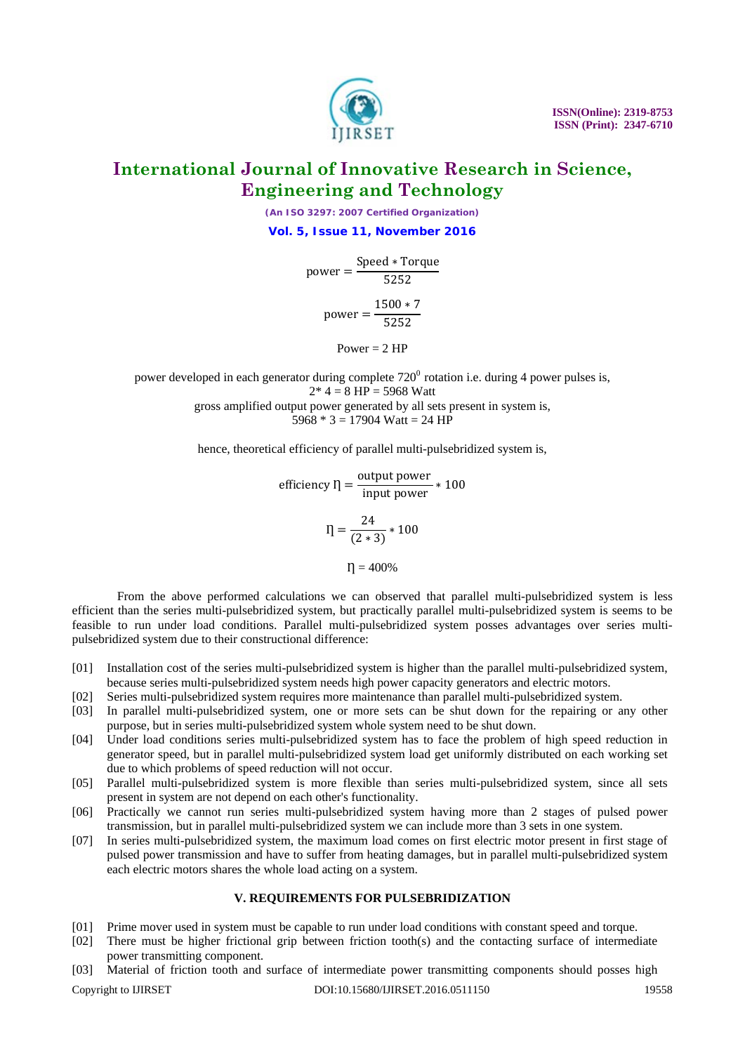$$\text{power} = \frac{\text{Speed} * \text{Torque}}{5252}$$

$$\text{power} = \frac{1500 * 7}{5252}$$

Power = 2 HP

power developed in each generator during complete $720^0$ rotation i.e. during 4 power pulses is,
2* 4 = 8 HP = 5968 Watt
gross amplified output power generated by all sets present in system is,
5968 * 3 = 17904 Watt = 24 HP

hence, theoretical efficiency of parallel multi-pulsebridized system is,

$$\text{efficiency } \eta = \frac{\text{output power}}{\text{input power}} * 100$$

$$\eta = \frac{24}{(2 * 3)} * 100$$

$$\eta = 400\%$$

From the above performed calculations we can observed that parallel multi-pulsebridized system is less efficient than the series multi-pulsebridized system, but practically parallel multi-pulsebridized system is seems to be feasible to run under load conditions. Parallel multi-pulsebridized system posses advantages over series multi-pulsebridized system due to their constructional difference:

[01] Installation cost of the series multi-pulsebridized system is higher than the parallel multi-pulsebridized system, because series multi-pulsebridized system needs high power capacity generators and electric motors.
[02] Series multi-pulsebridized system requires more maintenance than parallel multi-pulsebridized system.
[03] In parallel multi-pulsebridized system, one or more sets can be shut down for the repairing or any other purpose, but in series multi-pulsebridized system whole system need to be shut down.
[04] Under load conditions series multi-pulsebridized system has to face the problem of high speed reduction in generator speed, but in parallel multi-pulsebridized system load get uniformly distributed on each working set due to which problems of speed reduction will not occur.
[05] Parallel multi-pulsebridized system is more flexible than series multi-pulsebridized system, since all sets present in system are not depend on each other's functionality.
[06] Practically we cannot run series multi-pulsebridized system having more than 2 stages of pulsed power transmission, but in parallel multi-pulsebridized system we can include more than 3 sets in one system.
[07] In series multi-pulsebridized system, the maximum load comes on first electric motor present in first stage of pulsed power transmission and have to suffer from heating damages, but in parallel multi-pulsebridized system each electric motors shares the whole load acting on a system.

## V. REQUIREMENTS FOR PULSEBRIDIZATION

[01] Prime mover used in system must be capable to run under load conditions with constant speed and torque.
[02] There must be higher frictional grip between friction tooth(s) and the contacting surface of intermediate power transmitting component.
[03] Material of friction tooth and surface of intermediate power transmitting components should posses high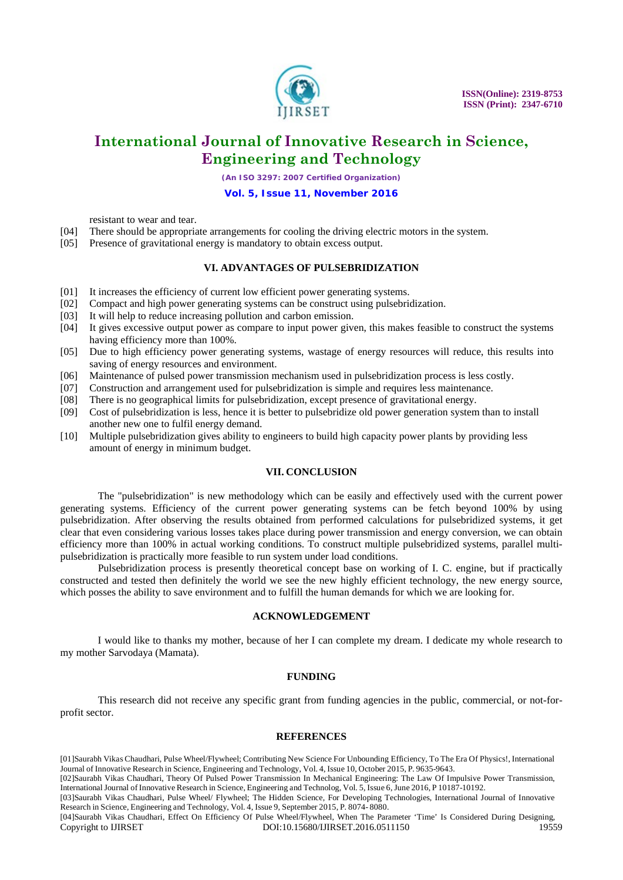resistant to wear and tear.

[04] There should be appropriate arrangements for cooling the driving electric motors in the system.
[05] Presence of gravitational energy is mandatory to obtain excess output.

## VI. ADVANTAGES OF PULSEBRIDIZATION

[01] It increases the efficiency of current low efficient power generating systems.
[02] Compact and high power generating systems can be construct using pulsebridization.
[03] It will help to reduce increasing pollution and carbon emission.
[04] It gives excessive output power as compare to input power given, this makes feasible to construct the systems having efficiency more than 100%.
[05] Due to high efficiency power generating systems, wastage of energy resources will reduce, this results into saving of energy resources and environment.
[06] Maintenance of pulsed power transmission mechanism used in pulsebridization process is less costly.
[07] Construction and arrangement used for pulsebridization is simple and requires less maintenance.
[08] There is no geographical limits for pulsebridization, except presence of gravitational energy.
[09] Cost of pulsebridization is less, hence it is better to pulsebridize old power generation system than to install another new one to fulfil energy demand.
[10] Multiple pulsebridization gives ability to engineers to build high capacity power plants by providing less amount of energy in minimum budget.

## VII. CONCLUSION

The "pulsebridization" is new methodology which can be easily and effectively used with the current power generating systems. Efficiency of the current power generating systems can be fetch beyond 100% by using pulsebridization. After observing the results obtained from performed calculations for pulsebridized systems, it get clear that even considering various losses takes place during power transmission and energy conversion, we can obtain efficiency more than 100% in actual working conditions. To construct multiple pulsebridized systems, parallel multi-pulsebridization is practically more feasible to run system under load conditions.

Pulsebridization process is presently theoretical concept base on working of I. C. engine, but if practically constructed and tested then definitely the world we see the new highly efficient technology, the new energy source, which posses the ability to save environment and to fulfill the human demands for which we are looking for.

## ACKNOWLEDGEMENT

I would like to thanks my mother, because of her I can complete my dream. I dedicate my whole research to my mother Sarvodaya (Mamata).

## FUNDING

This research did not receive any specific grant from funding agencies in the public, commercial, or not-for-profit sector.

## REFERENCES

[01]Saurabh Vikas Chaudhari, Pulse Wheel/Flywheel; Contributing New Science For Unbounding Efficiency, To The Era Of Physics!, International Journal of Innovative Research in Science, Engineering and Technology, Vol. 4, Issue 10, October 2015, P. 9635-9643.

[02]Saurabh Vikas Chaudhari, Theory Of Pulsed Power Transmission In Mechanical Engineering: The Law Of Impulsive Power Transmission, International Journal of Innovative Research in Science, Engineering and Technolog, Vol. 5, Issue 6, June 2016, P 10187-10192.

[03]Saurabh Vikas Chaudhari, Pulse Wheel/ Flywheel; The Hidden Science, For Developing Technologies, International Journal of Innovative Research in Science, Engineering and Technology, Vol. 4, Issue 9, September 2015, P. 8074- 8080.

[04]Saurabh Vikas Chaudhari, Effect On Efficiency Of Pulse Wheel/Flywheel, When The Parameter 'Time' Is Considered During Designing,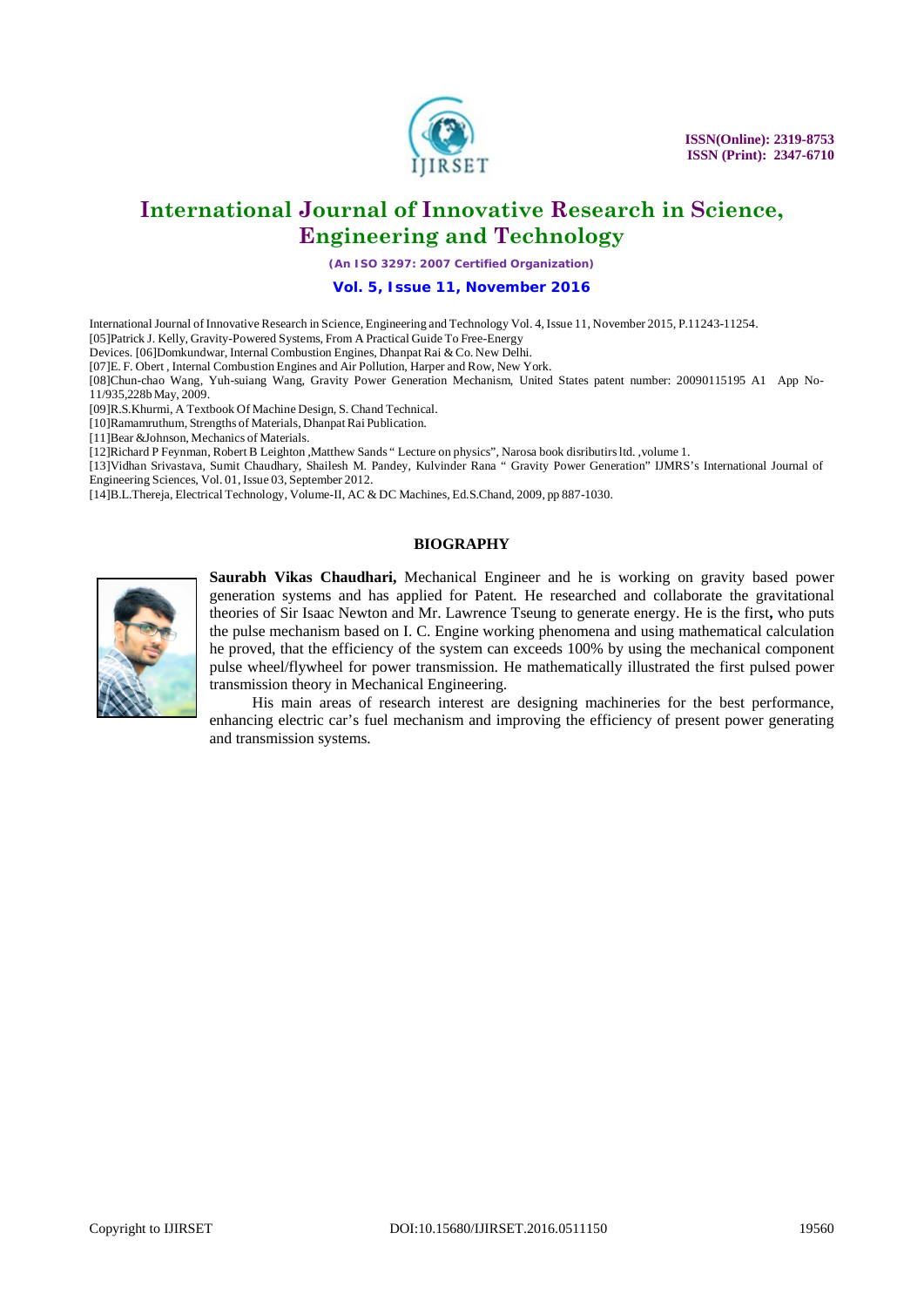International Journal of Innovative Research in Science, Engineering and Technology Vol. 4, Issue 11, November 2015, P.11243-11254.

[05]Patrick J. Kelly, Gravity-Powered Systems, From A Practical Guide To Free-Energy Devices. [06]Domkundwar, Internal Combustion Engines, Dhanpat Rai & Co. New Delhi.

[07]E. F. Obert , Internal Combustion Engines and Air Pollution, Harper and Row, New York.

[08]Chun-chao Wang, Yuh-suiang Wang, Gravity Power Generation Mechanism, United States patent number: 20090115195 A1 App No-11/935,228b May, 2009.

[09]R.S.Khurmi, A Textbook Of Machine Design, S. Chand Technical.

[10]Ramamruthum, Strengths of Materials, Dhanpat Rai Publication.

[11]Bear &Johnson, Mechanics of Materials.

[12]Richard P Feynman, Robert B Leighton ,Matthew Sands " Lecture on physics", Narosa book disributirs ltd. ,volume 1.

[13]Vidhan Srivastava, Sumit Chaudhary, Shailesh M. Pandey, Kulvinder Rana " Gravity Power Generation" IJMRS's International Journal of Engineering Sciences, Vol. 01, Issue 03, September 2012.

[14]B.L.Thereja, Electrical Technology, Volume-II, AC & DC Machines, Ed.S.Chand, 2009, pp 887-1030.

## BIOGRAPHY

**Saurabh Vikas Chaudhari,** Mechanical Engineer and he is working on gravity based power generation systems and has applied for Patent. He researched and collaborate the gravitational theories of Sir Isaac Newton and Mr. Lawrence Tseung to generate energy. He is the first**,** who puts the pulse mechanism based on I. C. Engine working phenomena and using mathematical calculation he proved, that the efficiency of the system can exceeds 100% by using the mechanical component pulse wheel/flywheel for power transmission. He mathematically illustrated the first pulsed power transmission theory in Mechanical Engineering.

His main areas of research interest are designing machineries for the best performance, enhancing electric car's fuel mechanism and improving the efficiency of present power generating and transmission systems.